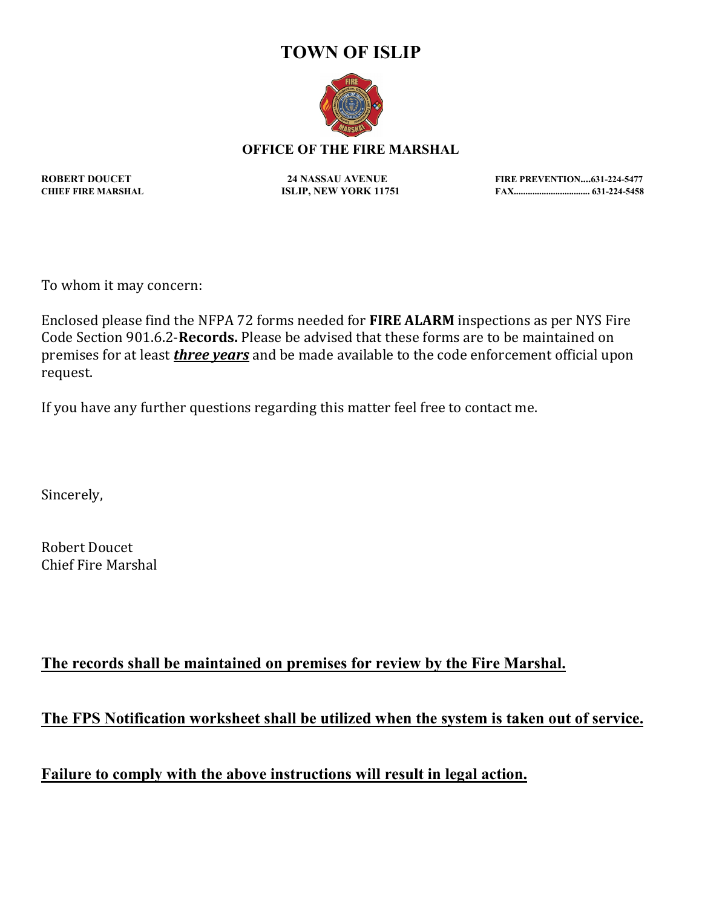# TOWN OF ISLIP

## OFFICE OF THE FIRE MARSHAL

**ROBERT DOUCET**
**CHIEF FIRE MARSHAL**

**24 NASSAU AVENUE**
**ISLIP, NEW YORK 11751**

**FIRE PREVENTION....631-224-5477**
**FAX................................ 631-224-5458**

To whom it may concern:

Enclosed please find the NFPA 72 forms needed for **FIRE ALARM** inspections as per NYS Fire Code Section 901.6.2-**Records.** Please be advised that these forms are to be maintained on premises for at least ***<u>three years</u>*** and be made available to the code enforcement official upon request.

If you have any further questions regarding this matter feel free to contact me.

Sincerely,

Robert Doucet
Chief Fire Marshal

**<u>The records shall be maintained on premises for review by the Fire Marshal.</u>**

**<u>The FPS Notification worksheet shall be utilized when the system is taken out of service.</u>**

**<u>Failure to comply with the above instructions will result in legal action.</u>**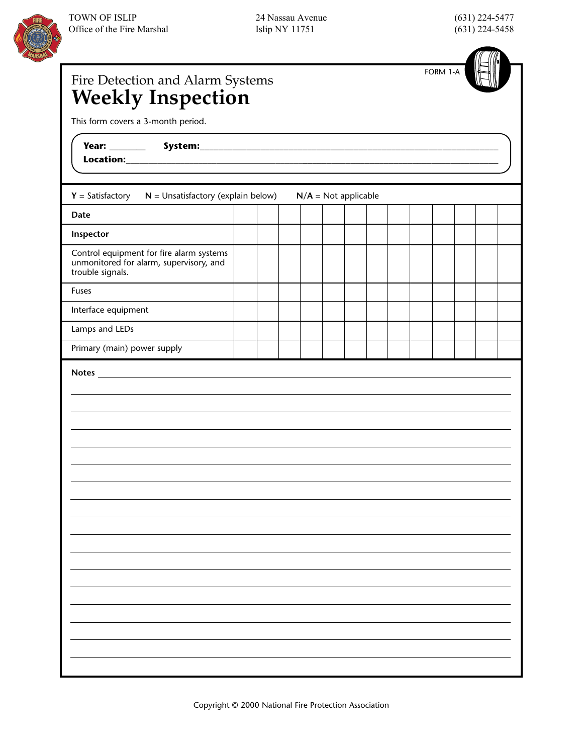TOWN OF ISLIP
Office of the Fire Marshal

24 Nassau Avenue
Islip NY 11751

(631) 224-5477
(631) 224-5458

FORM 1-A

# Fire Detection and Alarm Systems
# Weekly Inspection

This form covers a 3-month period.

**Year:** ________ **System:** ____________________________________________

**Location:** ____________________________________________

**Y** = Satisfactory **N** = Unsatisfactory (explain below) **N/A** = Not applicable

| **Date** | | | | | | | | | | | | | |
|---|---|---|---|---|---|---|---|---|---|---|---|---|---|
| **Inspector** | | | | | | | | | | | | | |
| Control equipment for fire alarm systems unmonitored for alarm, supervisory, and trouble signals. | | | | | | | | | | | | | |
| Fuses | | | | | | | | | | | | | |
| Interface equipment | | | | | | | | | | | | | |
| Lamps and LEDs | | | | | | | | | | | | | |
| Primary (main) power supply | | | | | | | | | | | | | |

**Notes** ____________________________________________

Copyright © 2000 National Fire Protection Association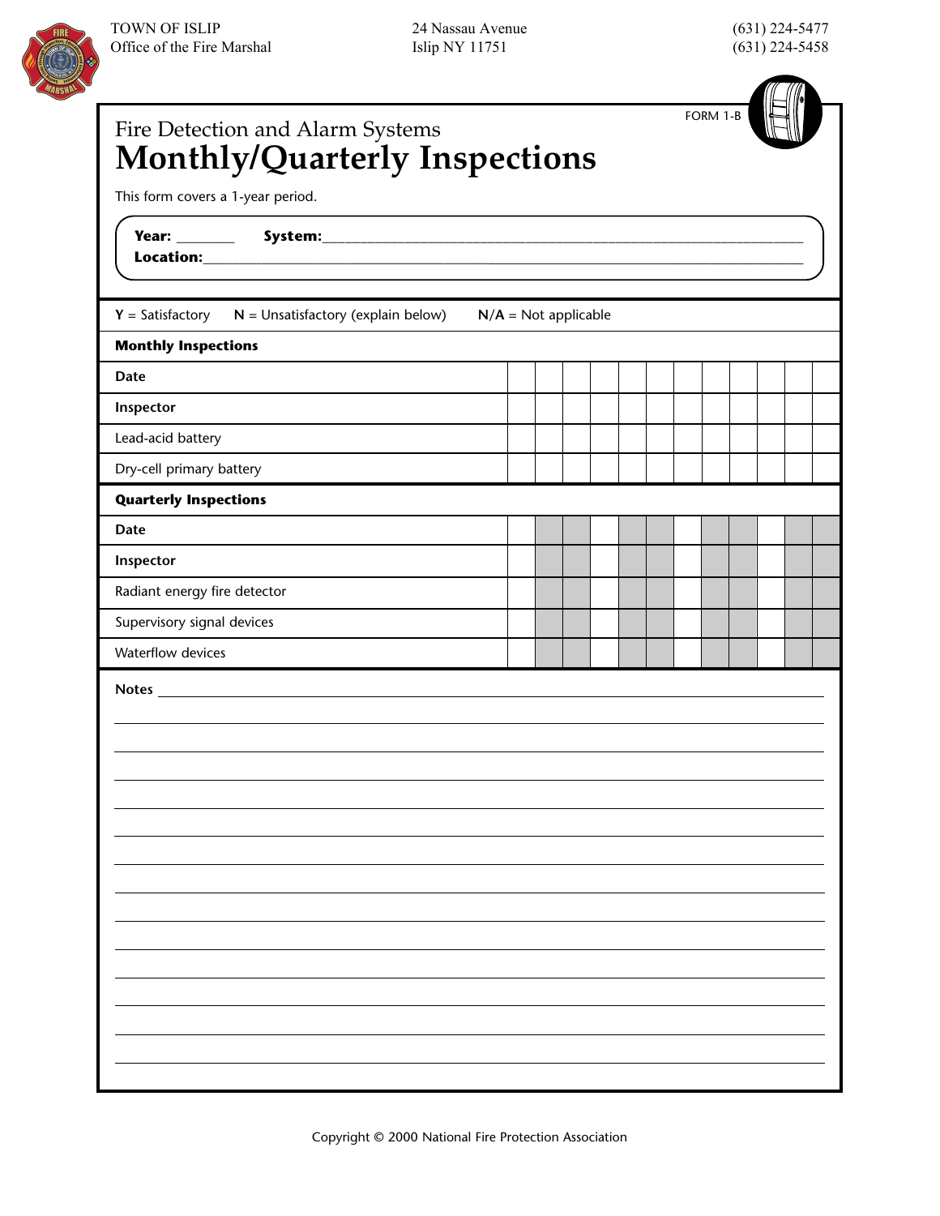TOWN OF ISLIP
Office of the Fire Marshal

24 Nassau Avenue
Islip NY 11751

(631) 224-5477
(631) 224-5458

FORM 1-B

## Fire Detection and Alarm Systems
# Monthly/Quarterly Inspections

This form covers a 1-year period.

**Year:** ________ **System:** ____________________________________________
**Location:** ____________________________________________

**Y** = Satisfactory **N** = Unsatisfactory (explain below) **N/A** = Not applicable

| **Monthly Inspections** | | | | | | | | | | | | |
|---|---|---|---|---|---|---|---|---|---|---|---|---|
| **Date** | | | | | | | | | | | | |
| **Inspector** | | | | | | | | | | | | |
| Lead-acid battery | | | | | | | | | | | | |
| Dry-cell primary battery | | | | | | | | | | | | |

| **Quarterly Inspections** | | | | | | | | | | | | |
|---|---|---|---|---|---|---|---|---|---|---|---|---|
| **Date** | | | | | | | | | | | | |
| **Inspector** | | | | | | | | | | | | |
| Radiant energy fire detector | | | | | | | | | | | | |
| Supervisory signal devices | | | | | | | | | | | | |
| Waterflow devices | | | | | | | | | | | | |

**Notes** ____________________________________________

____________________________________________

____________________________________________

____________________________________________

____________________________________________

____________________________________________

____________________________________________

____________________________________________

____________________________________________

____________________________________________

____________________________________________

____________________________________________

____________________________________________

____________________________________________

Copyright © 2000 National Fire Protection Association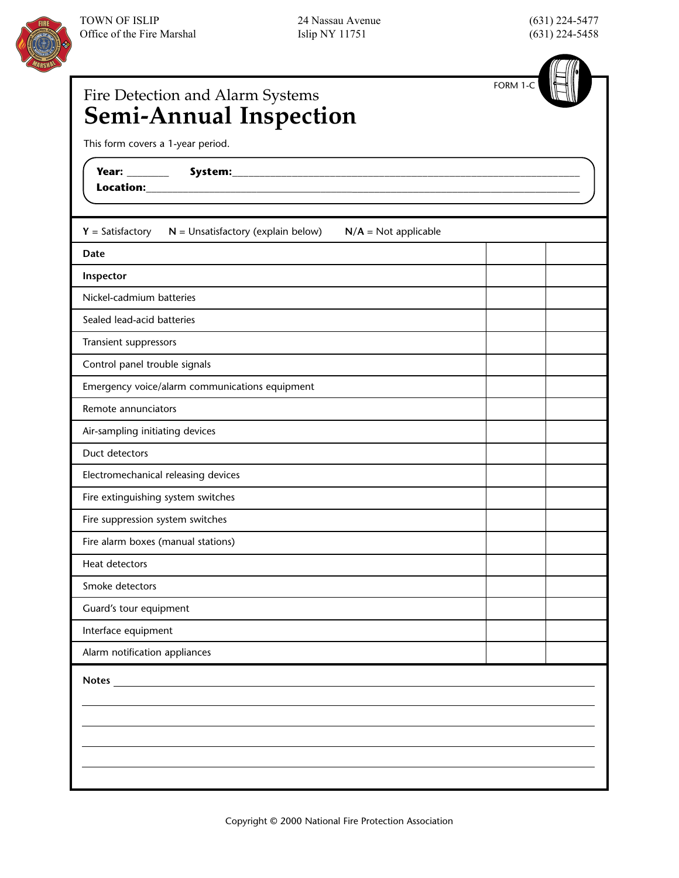TOWN OF ISLIP
Office of the Fire Marshal

24 Nassau Avenue
Islip NY 11751

(631) 224-5477
(631) 224-5458

FORM 1-C

Fire Detection and Alarm Systems

# Semi-Annual Inspection

This form covers a 1-year period.

**Year:** _______ **System:**_______________________________________________

**Location:**_______________________________________________________________

**Y** = Satisfactory **N** = Unsatisfactory (explain below) **N/A** = Not applicable

| | | |
|---|---|---|
| **Date** | | |
| **Inspector** | | |
| Nickel-cadmium batteries | | |
| Sealed lead-acid batteries | | |
| Transient suppressors | | |
| Control panel trouble signals | | |
| Emergency voice/alarm communications equipment | | |
| Remote annunciators | | |
| Air-sampling initiating devices | | |
| Duct detectors | | |
| Electromechanical releasing devices | | |
| Fire extinguishing system switches | | |
| Fire suppression system switches | | |
| Fire alarm boxes (manual stations) | | |
| Heat detectors | | |
| Smoke detectors | | |
| Guard's tour equipment | | |
| Interface equipment | | |
| Alarm notification appliances | | |

**Notes** ____________________________________________________________

Copyright © 2000 National Fire Protection Association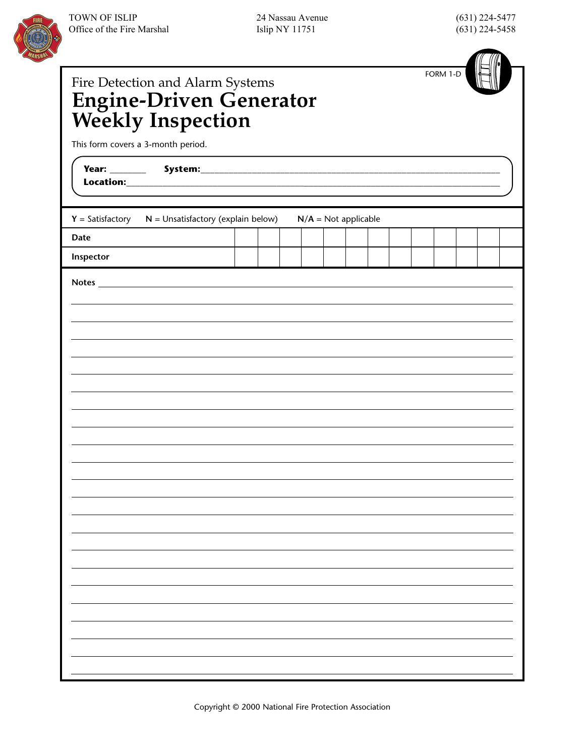TOWN OF ISLIP
Office of the Fire Marshal

24 Nassau Avenue
Islip NY 11751

(631) 224-5477
(631) 224-5458

FORM 1-D

Fire Detection and Alarm Systems

# Engine-Driven Generator Weekly Inspection

This form covers a 3-month period.

**Year:** ________ **System:**_______________________________________________

**Location:**_______________________________________________

**Y** = Satisfactory **N** = Unsatisfactory (explain below) **N/A** = Not applicable

| **Date** | | | | | | | | | | | | | |
|---|---|---|---|---|---|---|---|---|---|---|---|---|---|
| **Inspector** | | | | | | | | | | | | | |

**Notes** _______________________________________________

_______________________________________________

_______________________________________________

_______________________________________________

_______________________________________________

_______________________________________________

_______________________________________________

_______________________________________________

_______________________________________________

_______________________________________________

_______________________________________________

_______________________________________________

_______________________________________________

_______________________________________________

_______________________________________________

_______________________________________________

_______________________________________________

_______________________________________________

_______________________________________________

_______________________________________________

_______________________________________________

_______________________________________________

Copyright © 2000 National Fire Protection Association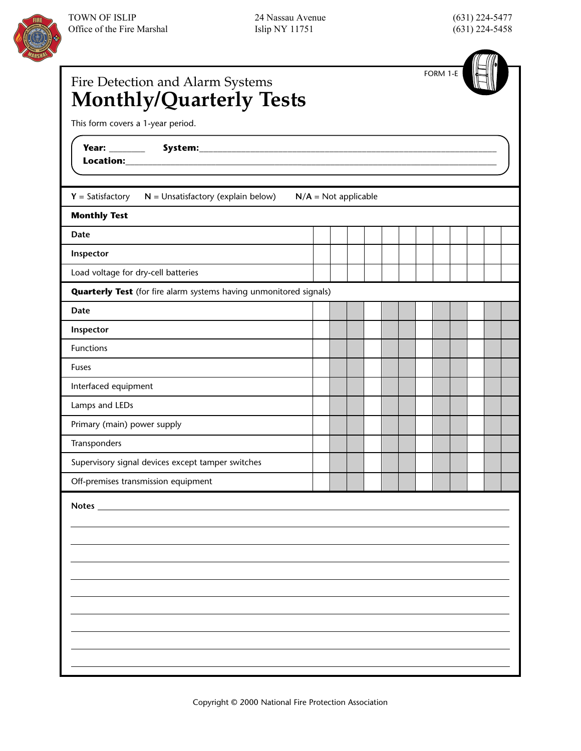TOWN OF ISLIP
Office of the Fire Marshal

24 Nassau Avenue
Islip NY 11751

(631) 224-5477
(631) 224-5458

FORM 1-E

# Fire Detection and Alarm Systems
# Monthly/Quarterly Tests

This form covers a 1-year period.

**Year:** ________ **System:**________________________________________________

**Location:**_______________________________________________________________

**Y** = Satisfactory **N** = Unsatisfactory (explain below) **N/A** = Not applicable

| **Monthly Test** | | | | | | | | | | | | |
|---|---|---|---|---|---|---|---|---|---|---|---|---|
| **Date** | | | | | | | | | | | | |
| **Inspector** | | | | | | | | | | | | |
| Load voltage for dry-cell batteries | | | | | | | | | | | | |
| **Quarterly Test** (for fire alarm systems having unmonitored signals) | | | | | | | | | | | | |
| **Date** | | | | | | | | | | | | |
| **Inspector** | | | | | | | | | | | | |
| Functions | | | | | | | | | | | | |
| Fuses | | | | | | | | | | | | |
| Interfaced equipment | | | | | | | | | | | | |
| Lamps and LEDs | | | | | | | | | | | | |
| Primary (main) power supply | | | | | | | | | | | | |
| Transponders | | | | | | | | | | | | |
| Supervisory signal devices except tamper switches | | | | | | | | | | | | |
| Off-premises transmission equipment | | | | | | | | | | | | |

**Notes** ______________________________________________________________________

________________________________________________________________________________

________________________________________________________________________________

________________________________________________________________________________

________________________________________________________________________________

________________________________________________________________________________

________________________________________________________________________________

________________________________________________________________________________

________________________________________________________________________________

________________________________________________________________________________

Copyright © 2000 National Fire Protection Association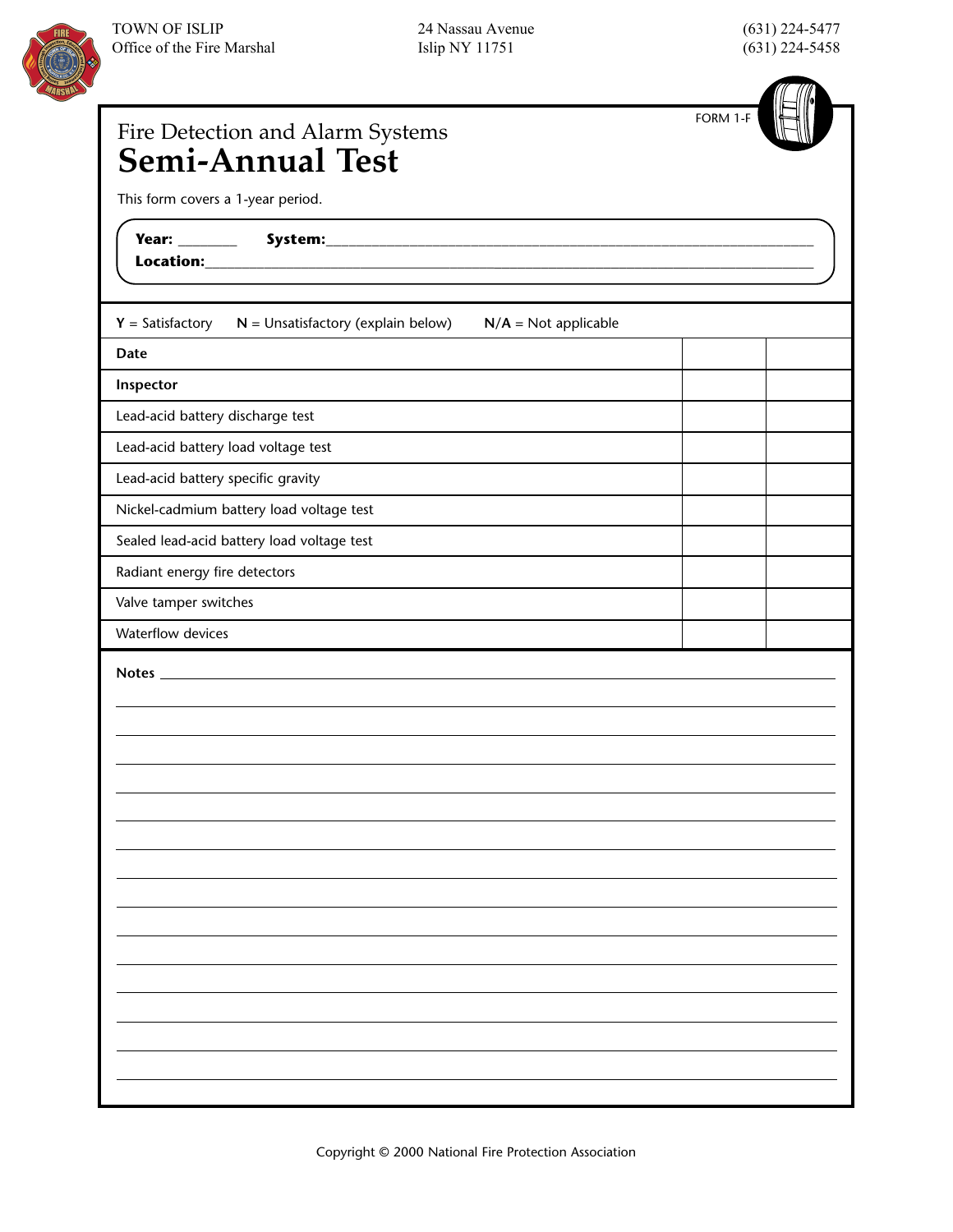TOWN OF ISLIP
Office of the Fire Marshal

24 Nassau Avenue
Islip NY 11751

(631) 224-5477
(631) 224-5458

FORM 1-F

Fire Detection and Alarm Systems

# Semi-Annual Test

This form covers a 1-year period.

**Year:** _______ **System:** ___________________________________________

**Location:** ___________________________________________

**Y** = Satisfactory **N** = Unsatisfactory (explain below) **N/A** = Not applicable

| | | |
|---|---|---|
| **Date** | | |
| **Inspector** | | |
| Lead-acid battery discharge test | | |
| Lead-acid battery load voltage test | | |
| Lead-acid battery specific gravity | | |
| Nickel-cadmium battery load voltage test | | |
| Sealed lead-acid battery load voltage test | | |
| Radiant energy fire detectors | | |
| Valve tamper switches | | |
| Waterflow devices | | |

**Notes** ___________________________________________

Copyright © 2000 National Fire Protection Association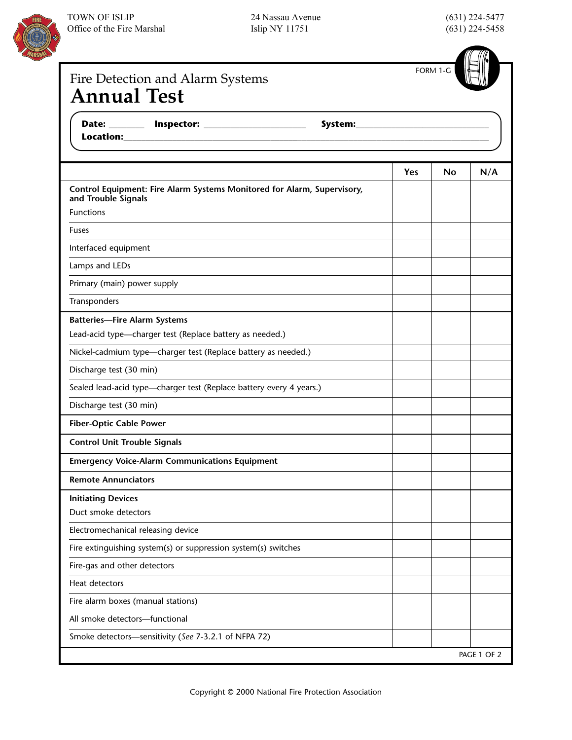TOWN OF ISLIP
Office of the Fire Marshal

24 Nassau Avenue
Islip NY 11751

(631) 224-5477
(631) 224-5458

FORM 1-G

Fire Detection and Alarm Systems

# Annual Test

**Date:** _______ **Inspector:** _____________________ **System:**____________________________
**Location:**______________________________________________________________________________

| | Yes | No | N/A |
|---|---|---|---|
| **Control Equipment: Fire Alarm Systems Monitored for Alarm, Supervisory, and Trouble Signals** | | | |
| Functions | | | |
| Fuses | | | |
| Interfaced equipment | | | |
| Lamps and LEDs | | | |
| Primary (main) power supply | | | |
| Transponders | | | |
| **Batteries—Fire Alarm Systems** | | | |
| Lead-acid type—charger test (Replace battery as needed.) | | | |
| Nickel-cadmium type—charger test (Replace battery as needed.) | | | |
| Discharge test (30 min) | | | |
| Sealed lead-acid type—charger test (Replace battery every 4 years.) | | | |
| Discharge test (30 min) | | | |
| **Fiber-Optic Cable Power** | | | |
| **Control Unit Trouble Signals** | | | |
| **Emergency Voice-Alarm Communications Equipment** | | | |
| **Remote Annunciators** | | | |
| **Initiating Devices** | | | |
| Duct smoke detectors | | | |
| Electromechanical releasing device | | | |
| Fire extinguishing system(s) or suppression system(s) switches | | | |
| Fire-gas and other detectors | | | |
| Heat detectors | | | |
| Fire alarm boxes (manual stations) | | | |
| All smoke detectors—functional | | | |
| Smoke detectors—sensitivity (*See* 7-3.2.1 of NFPA 72) | | | |

Copyright © 2000 National Fire Protection Association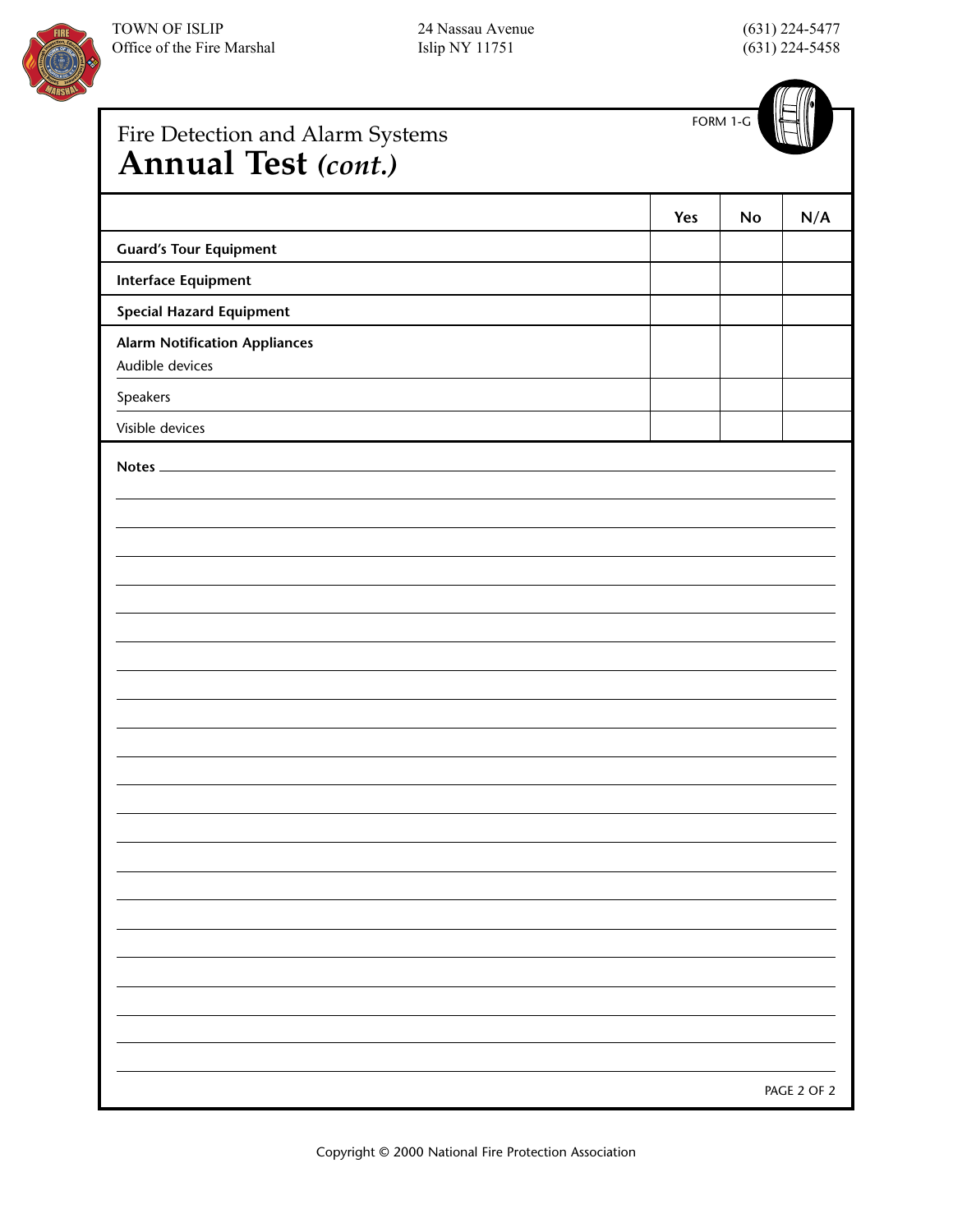TOWN OF ISLIP
Office of the Fire Marshal

24 Nassau Avenue
Islip NY 11751

(631) 224-5477
(631) 224-5458

FORM 1-G

# Fire Detection and Alarm Systems
# **Annual Test *(cont.)***

| | Yes | No | N/A |
|---|---|---|---|
| **Guard's Tour Equipment** | | | |
| **Interface Equipment** | | | |
| **Special Hazard Equipment** | | | |
| **Alarm Notification Appliances** <br> Audible devices | | | |
| Speakers | | | |
| Visible devices | | | |

**Notes** ______________________________________________

Copyright © 2000 National Fire Protection Association